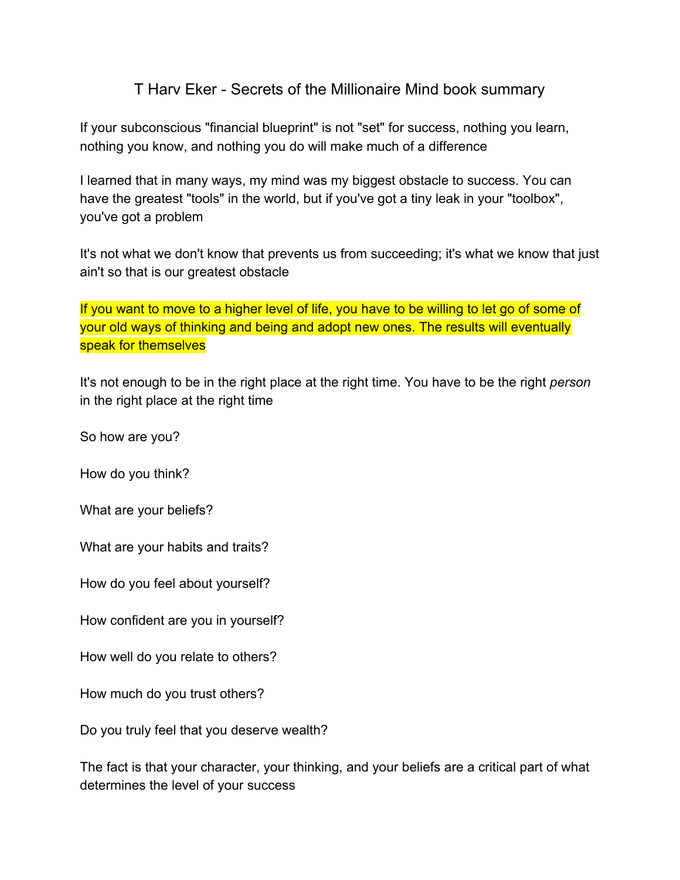# T Harv Eker - Secrets of the Millionaire Mind book summary

If your subconscious "financial blueprint" is not "set" for success, nothing you learn, nothing you know, and nothing you do will make much of a difference

I learned that in many ways, my mind was my biggest obstacle to success. You can have the greatest "tools" in the world, but if you've got a tiny leak in your "toolbox", you've got a problem

It's not what we don't know that prevents us from succeeding; it's what we know that just ain't so that is our greatest obstacle

If you want to move to a higher level of life, you have to be willing to let go of some of your old ways of thinking and being and adopt new ones. The results will eventually speak for themselves

It's not enough to be in the right place at the right time. You have to be the right *person* in the right place at the right time

So how are you?

How do you think?

What are your beliefs?

What are your habits and traits?

How do you feel about yourself?

How confident are you in yourself?

How well do you relate to others?

How much do you trust others?

Do you truly feel that you deserve wealth?

The fact is that your character, your thinking, and your beliefs are a critical part of what determines the level of your success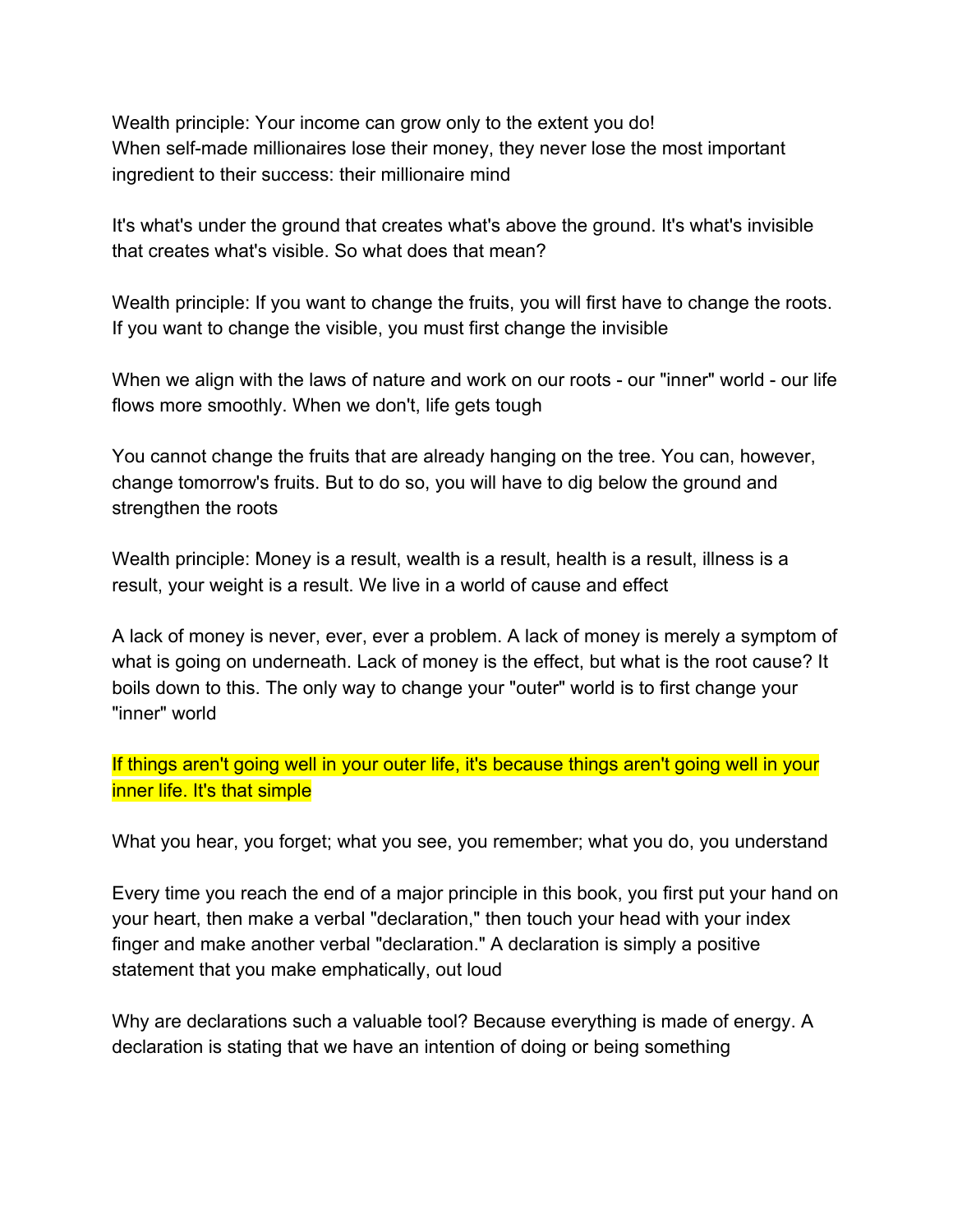Wealth principle: Your income can grow only to the extent you do!
When self-made millionaires lose their money, they never lose the most important ingredient to their success: their millionaire mind

It's what's under the ground that creates what's above the ground. It's what's invisible that creates what's visible. So what does that mean?

Wealth principle: If you want to change the fruits, you will first have to change the roots. If you want to change the visible, you must first change the invisible

When we align with the laws of nature and work on our roots - our "inner" world - our life flows more smoothly. When we don't, life gets tough

You cannot change the fruits that are already hanging on the tree. You can, however, change tomorrow's fruits. But to do so, you will have to dig below the ground and strengthen the roots

Wealth principle: Money is a result, wealth is a result, health is a result, illness is a result, your weight is a result. We live in a world of cause and effect

A lack of money is never, ever, ever a problem. A lack of money is merely a symptom of what is going on underneath. Lack of money is the effect, but what is the root cause? It boils down to this. The only way to change your "outer" world is to first change your "inner" world

If things aren't going well in your outer life, it's because things aren't going well in your inner life. It's that simple

What you hear, you forget; what you see, you remember; what you do, you understand

Every time you reach the end of a major principle in this book, you first put your hand on your heart, then make a verbal "declaration," then touch your head with your index finger and make another verbal "declaration." A declaration is simply a positive statement that you make emphatically, out loud

Why are declarations such a valuable tool? Because everything is made of energy. A declaration is stating that we have an intention of doing or being something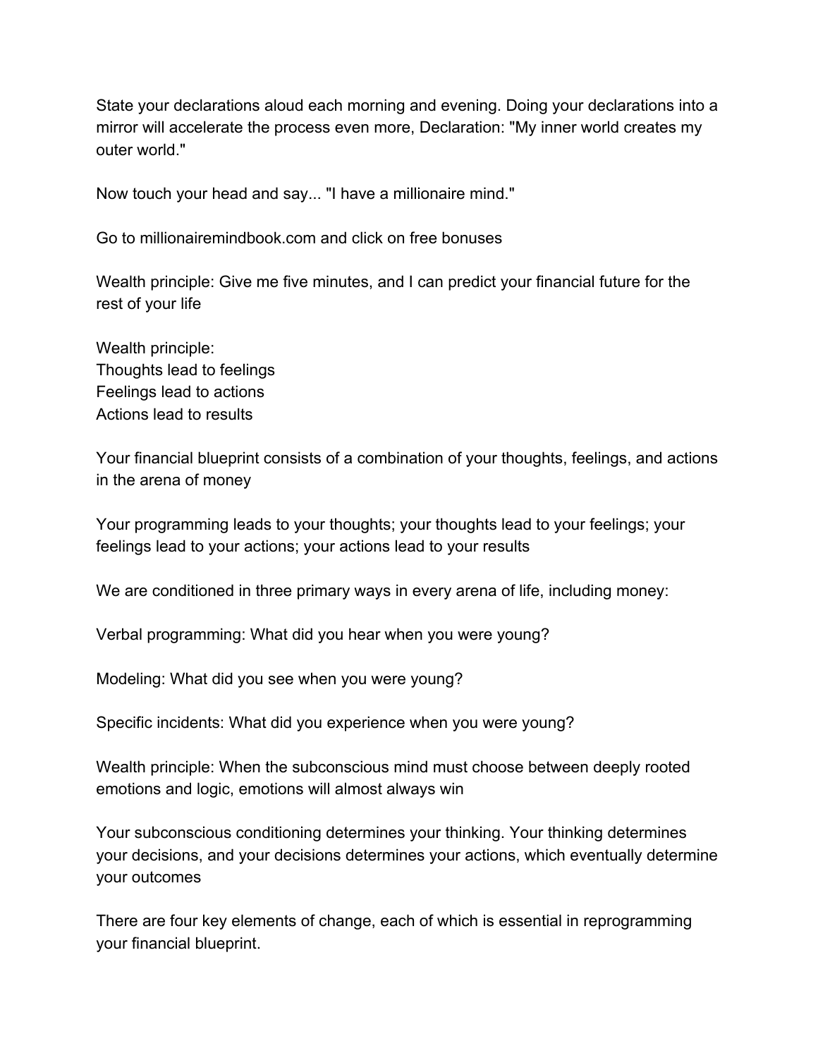State your declarations aloud each morning and evening. Doing your declarations into a mirror will accelerate the process even more, Declaration: "My inner world creates my outer world."

Now touch your head and say... "I have a millionaire mind."

Go to millionairemindbook.com and click on free bonuses

Wealth principle: Give me five minutes, and I can predict your financial future for the rest of your life

Wealth principle:
Thoughts lead to feelings
Feelings lead to actions
Actions lead to results

Your financial blueprint consists of a combination of your thoughts, feelings, and actions in the arena of money

Your programming leads to your thoughts; your thoughts lead to your feelings; your feelings lead to your actions; your actions lead to your results

We are conditioned in three primary ways in every arena of life, including money:

Verbal programming: What did you hear when you were young?

Modeling: What did you see when you were young?

Specific incidents: What did you experience when you were young?

Wealth principle: When the subconscious mind must choose between deeply rooted emotions and logic, emotions will almost always win

Your subconscious conditioning determines your thinking. Your thinking determines your decisions, and your decisions determines your actions, which eventually determine your outcomes

There are four key elements of change, each of which is essential in reprogramming your financial blueprint.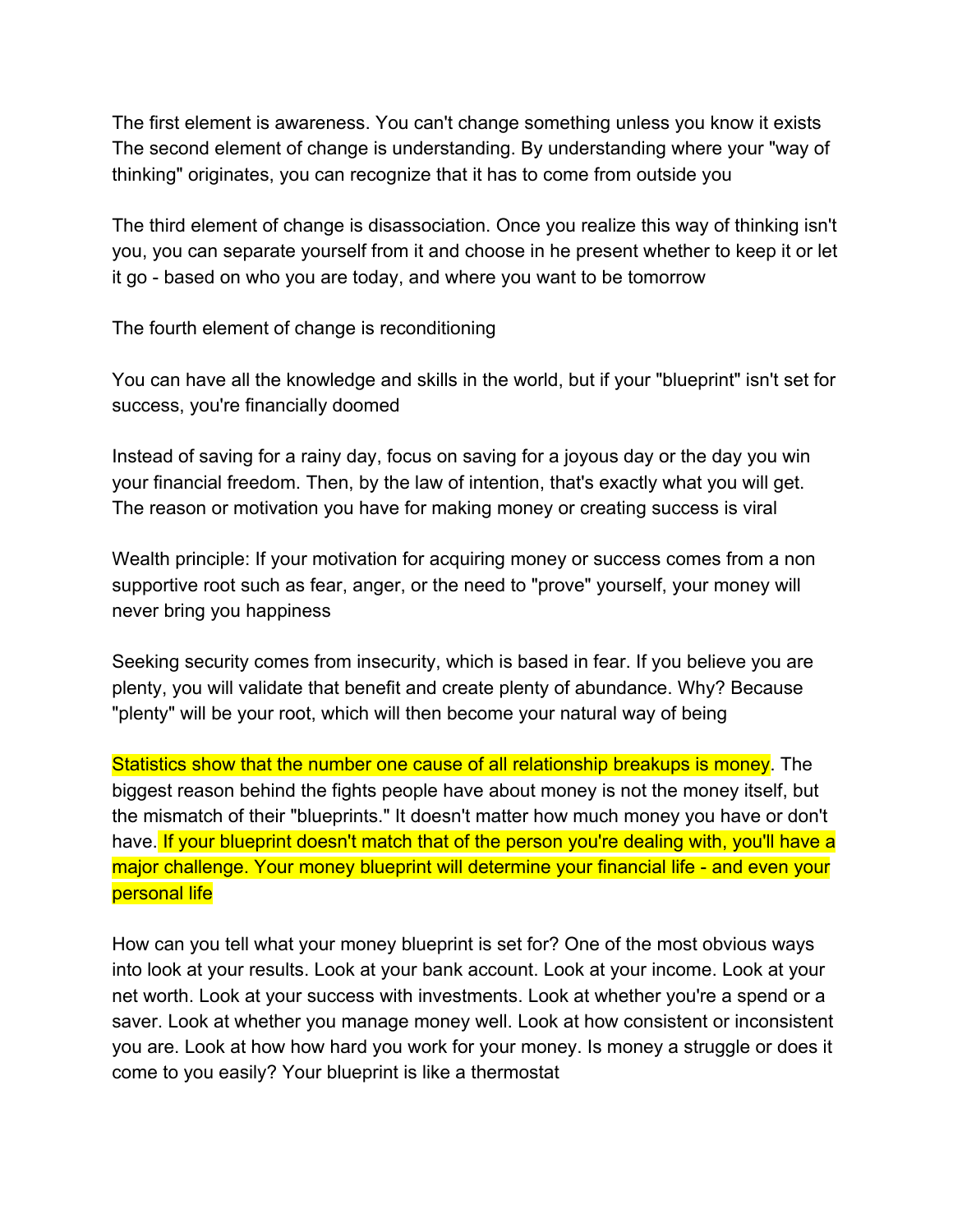The first element is awareness. You can't change something unless you know it exists
The second element of change is understanding. By understanding where your "way of thinking" originates, you can recognize that it has to come from outside you

The third element of change is disassociation. Once you realize this way of thinking isn't you, you can separate yourself from it and choose in he present whether to keep it or let it go - based on who you are today, and where you want to be tomorrow

The fourth element of change is reconditioning

You can have all the knowledge and skills in the world, but if your "blueprint" isn't set for success, you're financially doomed

Instead of saving for a rainy day, focus on saving for a joyous day or the day you win your financial freedom. Then, by the law of intention, that's exactly what you will get. The reason or motivation you have for making money or creating success is viral

Wealth principle: If your motivation for acquiring money or success comes from a non supportive root such as fear, anger, or the need to "prove" yourself, your money will never bring you happiness

Seeking security comes from insecurity, which is based in fear. If you believe you are plenty, you will validate that benefit and create plenty of abundance. Why? Because "plenty" will be your root, which will then become your natural way of being

Statistics show that the number one cause of all relationship breakups is money. The biggest reason behind the fights people have about money is not the money itself, but the mismatch of their "blueprints." It doesn't matter how much money you have or don't have. If your blueprint doesn't match that of the person you're dealing with, you'll have a major challenge. Your money blueprint will determine your financial life - and even your personal life

How can you tell what your money blueprint is set for? One of the most obvious ways into look at your results. Look at your bank account. Look at your income. Look at your net worth. Look at your success with investments. Look at whether you're a spend or a saver. Look at whether you manage money well. Look at how consistent or inconsistent you are. Look at how how hard you work for your money. Is money a struggle or does it come to you easily? Your blueprint is like a thermostat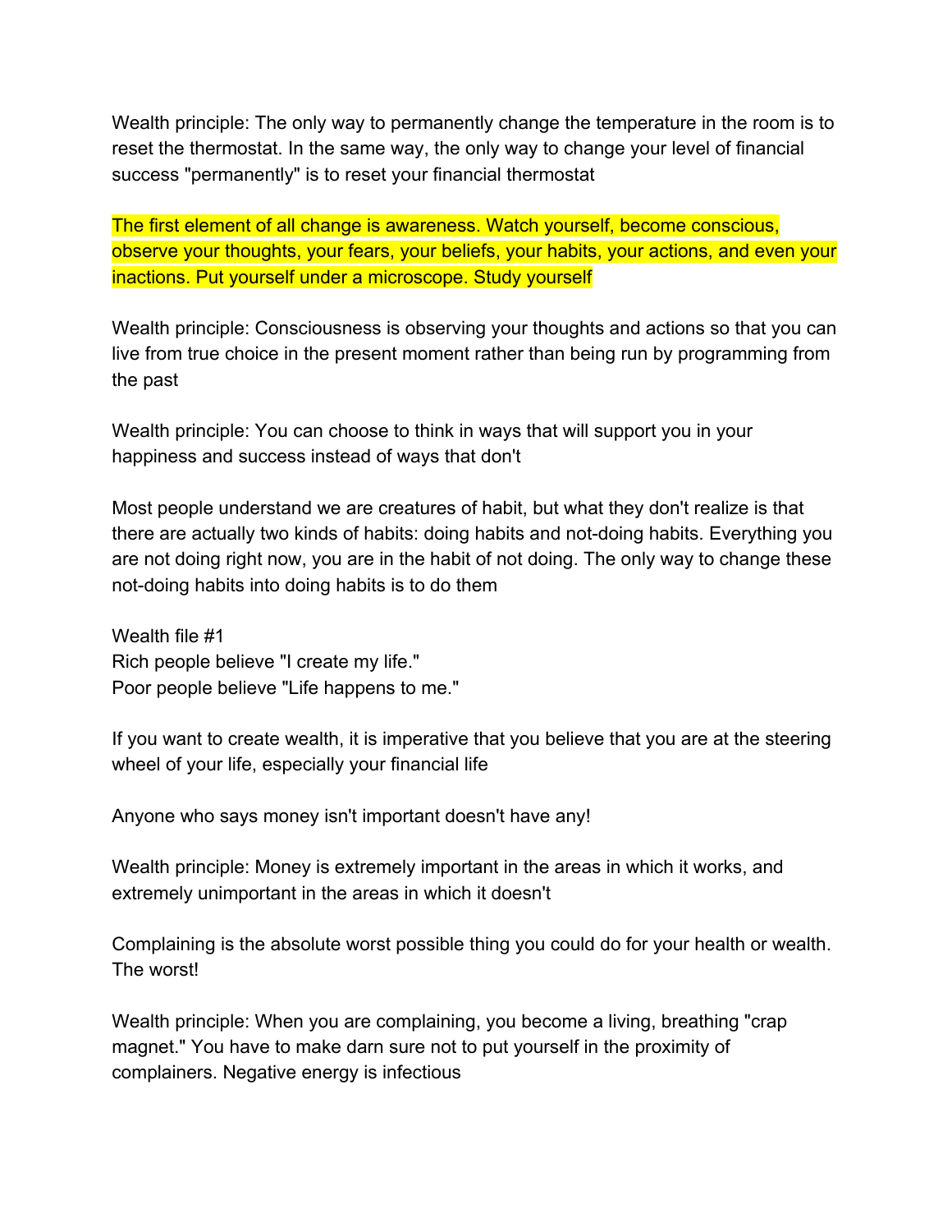Wealth principle: The only way to permanently change the temperature in the room is to reset the thermostat. In the same way, the only way to change your level of financial success "permanently" is to reset your financial thermostat

The first element of all change is awareness. Watch yourself, become conscious, observe your thoughts, your fears, your beliefs, your habits, your actions, and even your inactions. Put yourself under a microscope. Study yourself

Wealth principle: Consciousness is observing your thoughts and actions so that you can live from true choice in the present moment rather than being run by programming from the past

Wealth principle: You can choose to think in ways that will support you in your happiness and success instead of ways that don't

Most people understand we are creatures of habit, but what they don't realize is that there are actually two kinds of habits: doing habits and not-doing habits. Everything you are not doing right now, you are in the habit of not doing. The only way to change these not-doing habits into doing habits is to do them

Wealth file #1
Rich people believe "I create my life."
Poor people believe "Life happens to me."

If you want to create wealth, it is imperative that you believe that you are at the steering wheel of your life, especially your financial life

Anyone who says money isn't important doesn't have any!

Wealth principle: Money is extremely important in the areas in which it works, and extremely unimportant in the areas in which it doesn't

Complaining is the absolute worst possible thing you could do for your health or wealth. The worst!

Wealth principle: When you are complaining, you become a living, breathing "crap magnet." You have to make darn sure not to put yourself in the proximity of complainers. Negative energy is infectious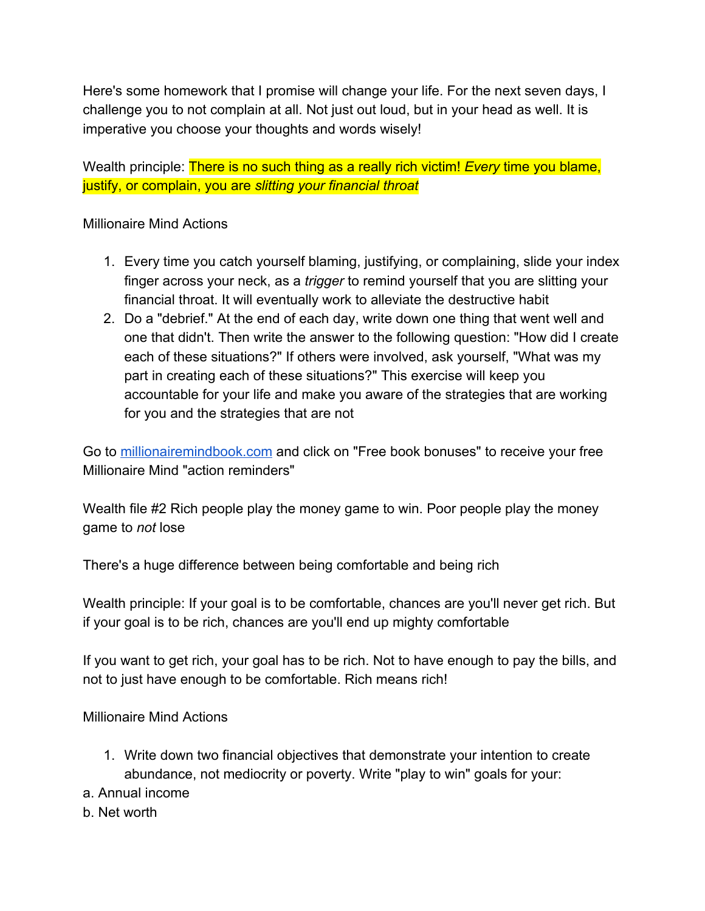Here's some homework that I promise will change your life. For the next seven days, I challenge you to not complain at all. Not just out loud, but in your head as well. It is imperative you choose your thoughts and words wisely!

Wealth principle: There is no such thing as a really rich victim! *Every* time you blame, justify, or complain, you are *slitting your financial throat*

Millionaire Mind Actions

1. Every time you catch yourself blaming, justifying, or complaining, slide your index finger across your neck, as a *trigger* to remind yourself that you are slitting your financial throat. It will eventually work to alleviate the destructive habit
2. Do a "debrief." At the end of each day, write down one thing that went well and one that didn't. Then write the answer to the following question: "How did I create each of these situations?" If others were involved, ask yourself, "What was my part in creating each of these situations?" This exercise will keep you accountable for your life and make you aware of the strategies that are working for you and the strategies that are not

Go to [millionairemindbook.com](millionairemindbook.com) and click on "Free book bonuses" to receive your free Millionaire Mind "action reminders"

Wealth file #2 Rich people play the money game to win. Poor people play the money game to *not* lose

There's a huge difference between being comfortable and being rich

Wealth principle: If your goal is to be comfortable, chances are you'll never get rich. But if your goal is to be rich, chances are you'll end up mighty comfortable

If you want to get rich, your goal has to be rich. Not to have enough to pay the bills, and not to just have enough to be comfortable. Rich means rich!

Millionaire Mind Actions

1. Write down two financial objectives that demonstrate your intention to create abundance, not mediocrity or poverty. Write "play to win" goals for your:

a. Annual income

b. Net worth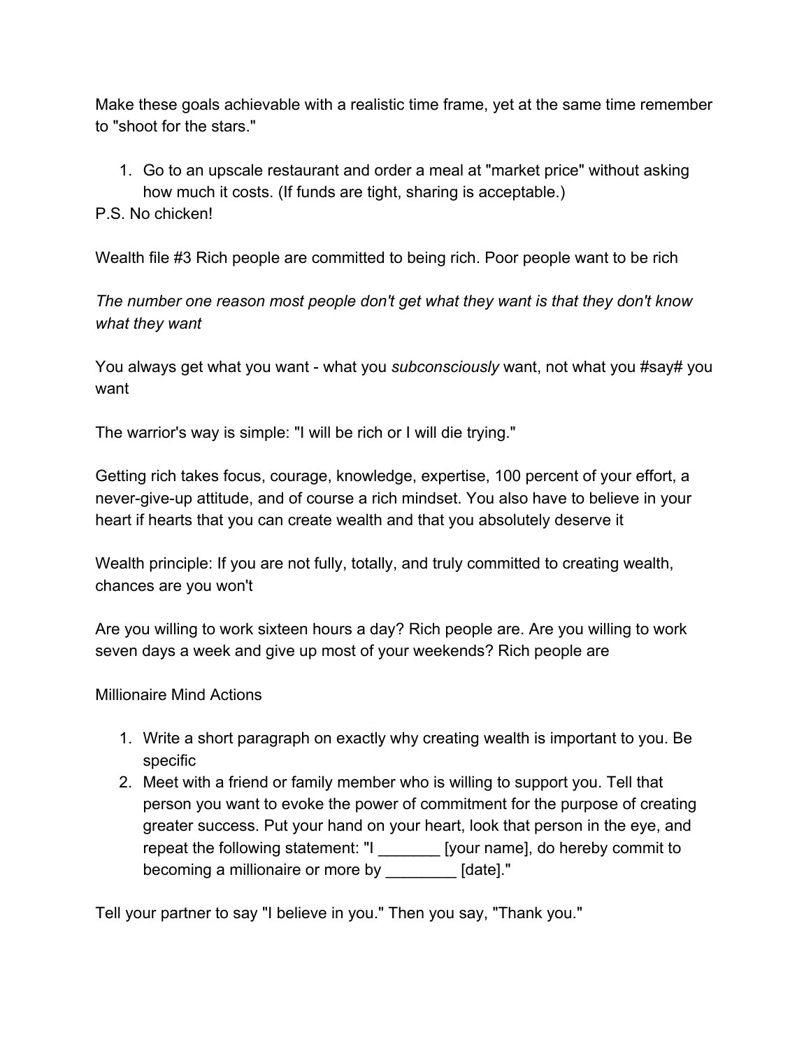Make these goals achievable with a realistic time frame, yet at the same time remember to "shoot for the stars."

1. Go to an upscale restaurant and order a meal at "market price" without asking how much it costs. (If funds are tight, sharing is acceptable.)

P.S. No chicken!

Wealth file #3 Rich people are committed to being rich. Poor people want to be rich

*The number one reason most people don't get what they want is that they don't know what they want*

You always get what you want - what you *subconsciously* want, not what you #say# you want

The warrior's way is simple: "I will be rich or I will die trying."

Getting rich takes focus, courage, knowledge, expertise, 100 percent of your effort, a never-give-up attitude, and of course a rich mindset. You also have to believe in your heart if hearts that you can create wealth and that you absolutely deserve it

Wealth principle: If you are not fully, totally, and truly committed to creating wealth, chances are you won't

Are you willing to work sixteen hours a day? Rich people are. Are you willing to work seven days a week and give up most of your weekends? Rich people are

Millionaire Mind Actions

1. Write a short paragraph on exactly why creating wealth is important to you. Be specific
2. Meet with a friend or family member who is willing to support you. Tell that person you want to evoke the power of commitment for the purpose of creating greater success. Put your hand on your heart, look that person in the eye, and repeat the following statement: "I _______ [your name], do hereby commit to becoming a millionaire or more by ________ [date]."

Tell your partner to say "I believe in you." Then you say, "Thank you."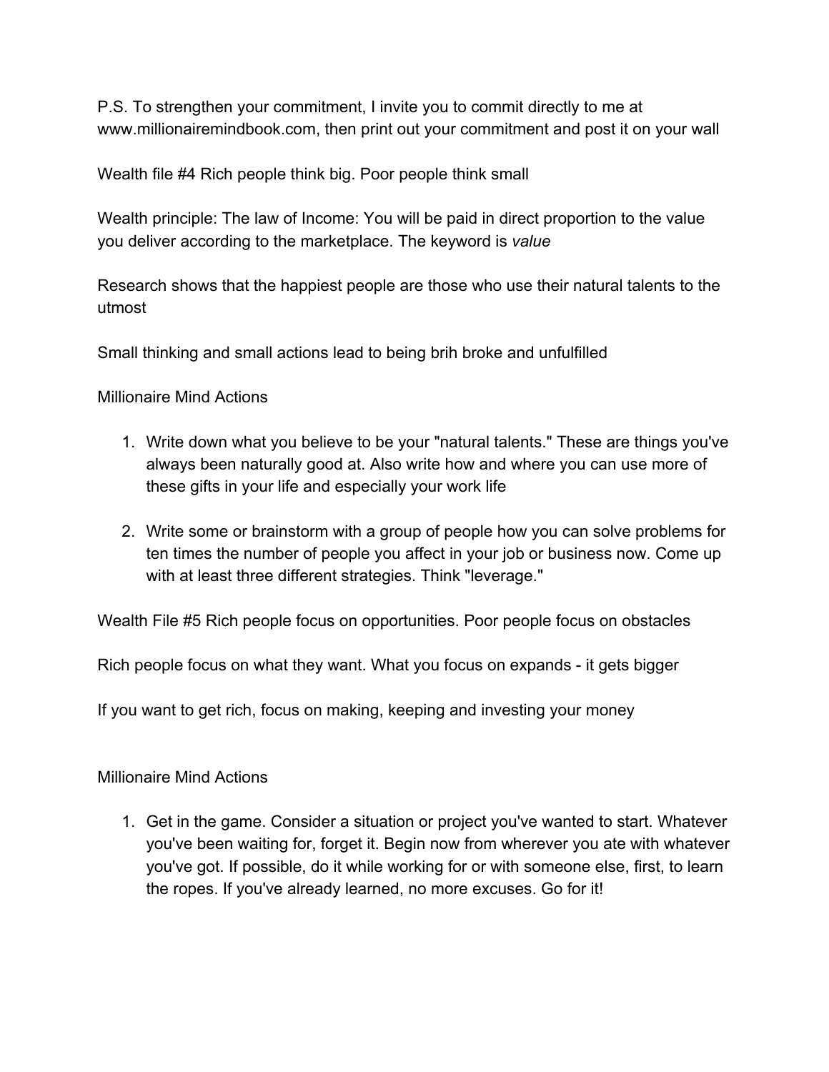P.S. To strengthen your commitment, I invite you to commit directly to me at www.millionairemindbook.com, then print out your commitment and post it on your wall

Wealth file #4 Rich people think big. Poor people think small

Wealth principle: The law of Income: You will be paid in direct proportion to the value you deliver according to the marketplace. The keyword is *value*

Research shows that the happiest people are those who use their natural talents to the utmost

Small thinking and small actions lead to being brih broke and unfulfilled

Millionaire Mind Actions

1. Write down what you believe to be your "natural talents." These are things you've always been naturally good at. Also write how and where you can use more of these gifts in your life and especially your work life

2. Write some or brainstorm with a group of people how you can solve problems for ten times the number of people you affect in your job or business now. Come up with at least three different strategies. Think "leverage."

Wealth File #5 Rich people focus on opportunities. Poor people focus on obstacles

Rich people focus on what they want. What you focus on expands - it gets bigger

If you want to get rich, focus on making, keeping and investing your money

Millionaire Mind Actions

1. Get in the game. Consider a situation or project you've wanted to start. Whatever you've been waiting for, forget it. Begin now from wherever you ate with whatever you've got. If possible, do it while working for or with someone else, first, to learn the ropes. If you've already learned, no more excuses. Go for it!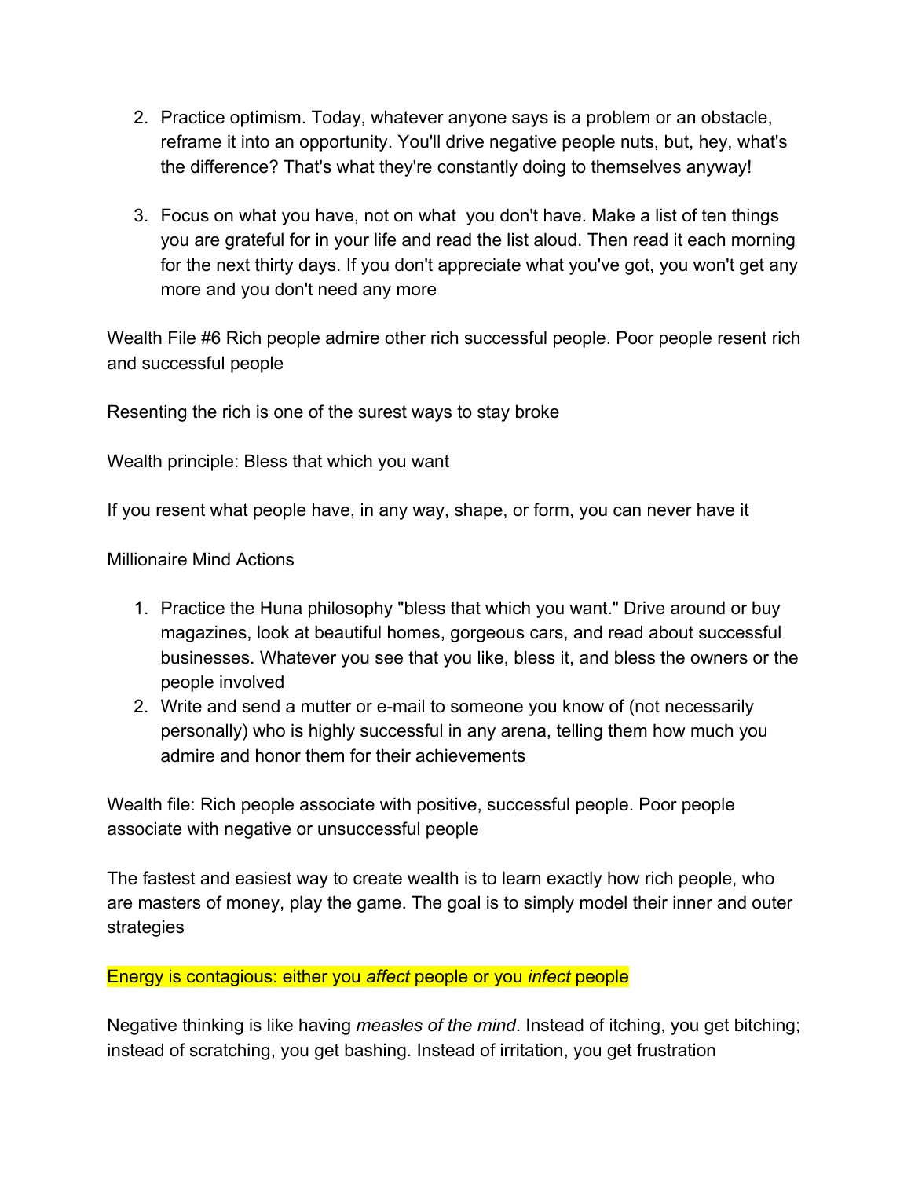2. Practice optimism. Today, whatever anyone says is a problem or an obstacle, reframe it into an opportunity. You'll drive negative people nuts, but, hey, what's the difference? That's what they're constantly doing to themselves anyway!

3. Focus on what you have, not on what  you don't have. Make a list of ten things you are grateful for in your life and read the list aloud. Then read it each morning for the next thirty days. If you don't appreciate what you've got, you won't get any more and you don't need any more

Wealth File #6 Rich people admire other rich successful people. Poor people resent rich and successful people

Resenting the rich is one of the surest ways to stay broke

Wealth principle: Bless that which you want

If you resent what people have, in any way, shape, or form, you can never have it

Millionaire Mind Actions

1. Practice the Huna philosophy "bless that which you want." Drive around or buy magazines, look at beautiful homes, gorgeous cars, and read about successful businesses. Whatever you see that you like, bless it, and bless the owners or the people involved
2. Write and send a mutter or e-mail to someone you know of (not necessarily personally) who is highly successful in any arena, telling them how much you admire and honor them for their achievements

Wealth file: Rich people associate with positive, successful people. Poor people associate with negative or unsuccessful people

The fastest and easiest way to create wealth is to learn exactly how rich people, who are masters of money, play the game. The goal is to simply model their inner and outer strategies

Energy is contagious: either you *affect* people or you *infect* people

Negative thinking is like having *measles of the mind*. Instead of itching, you get bitching; instead of scratching, you get bashing. Instead of irritation, you get frustration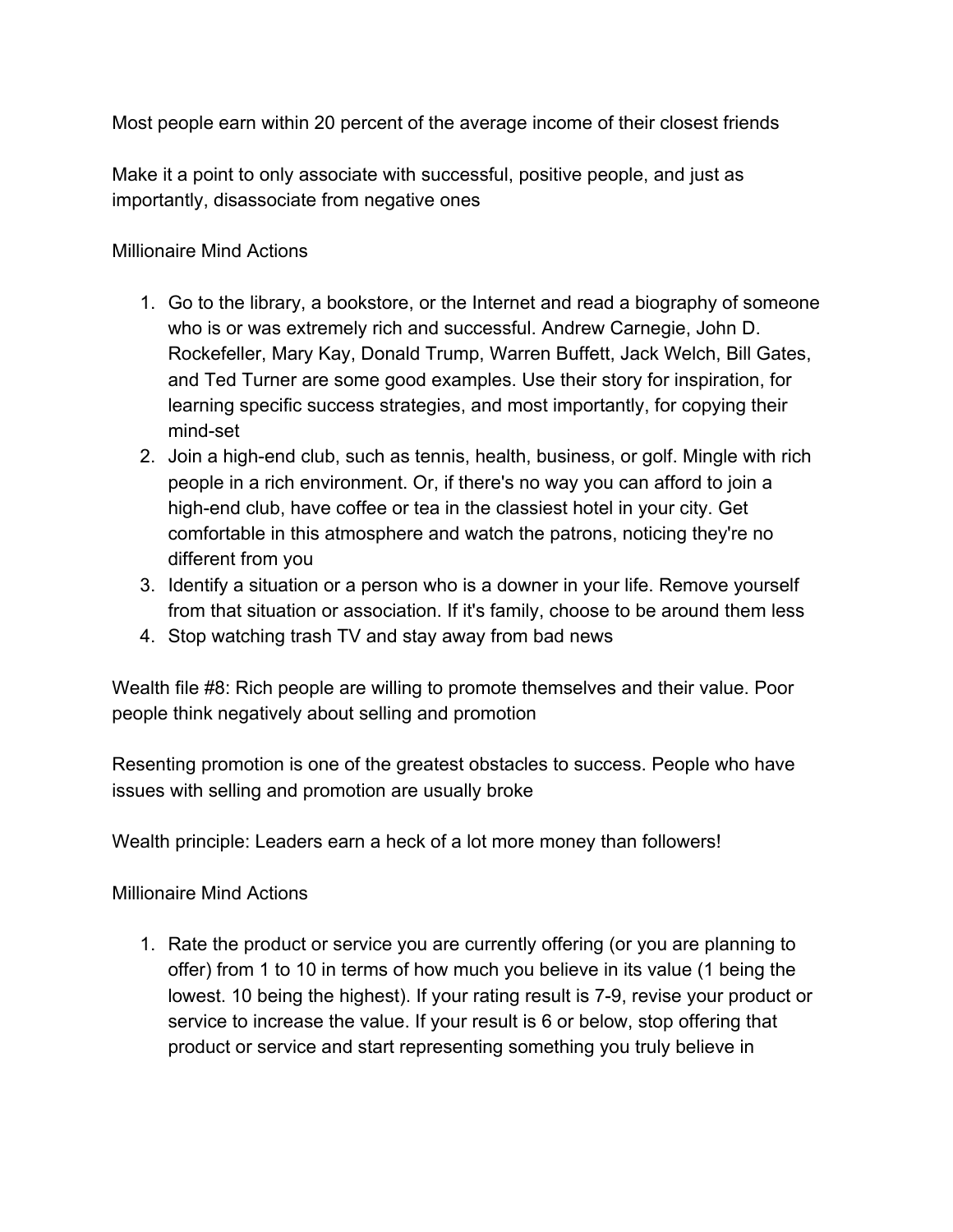Most people earn within 20 percent of the average income of their closest friends

Make it a point to only associate with successful, positive people, and just as importantly, disassociate from negative ones

Millionaire Mind Actions

1. Go to the library, a bookstore, or the Internet and read a biography of someone who is or was extremely rich and successful. Andrew Carnegie, John D. Rockefeller, Mary Kay, Donald Trump, Warren Buffett, Jack Welch, Bill Gates, and Ted Turner are some good examples. Use their story for inspiration, for learning specific success strategies, and most importantly, for copying their mind-set
2. Join a high-end club, such as tennis, health, business, or golf. Mingle with rich people in a rich environment. Or, if there's no way you can afford to join a high-end club, have coffee or tea in the classiest hotel in your city. Get comfortable in this atmosphere and watch the patrons, noticing they're no different from you
3. Identify a situation or a person who is a downer in your life. Remove yourself from that situation or association. If it's family, choose to be around them less
4. Stop watching trash TV and stay away from bad news

Wealth file #8: Rich people are willing to promote themselves and their value. Poor people think negatively about selling and promotion

Resenting promotion is one of the greatest obstacles to success. People who have issues with selling and promotion are usually broke

Wealth principle: Leaders earn a heck of a lot more money than followers!

Millionaire Mind Actions

1. Rate the product or service you are currently offering (or you are planning to offer) from 1 to 10 in terms of how much you believe in its value (1 being the lowest. 10 being the highest). If your rating result is 7-9, revise your product or service to increase the value. If your result is 6 or below, stop offering that product or service and start representing something you truly believe in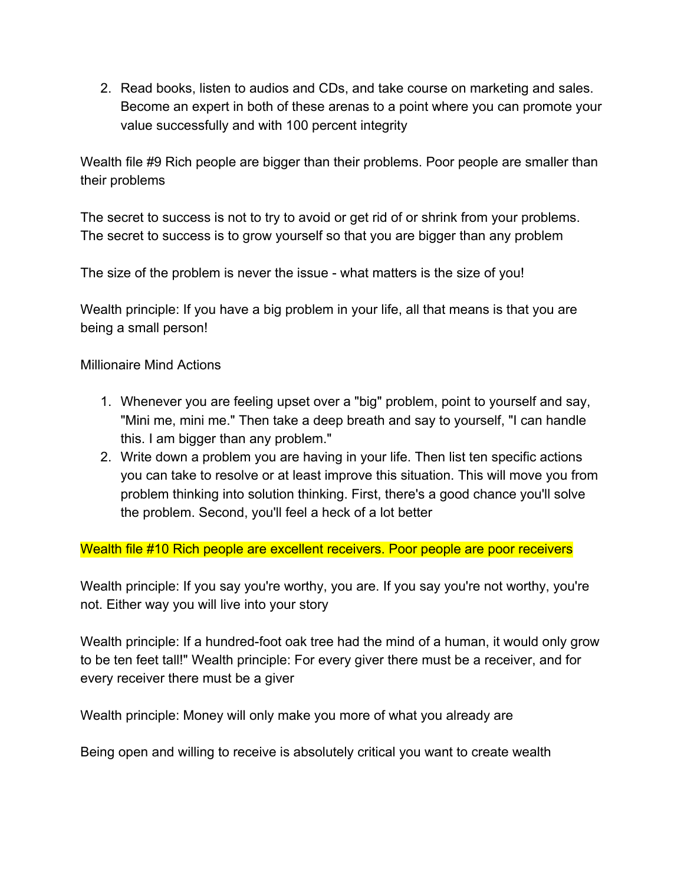2. Read books, listen to audios and CDs, and take course on marketing and sales. Become an expert in both of these arenas to a point where you can promote your value successfully and with 100 percent integrity

Wealth file #9 Rich people are bigger than their problems. Poor people are smaller than their problems

The secret to success is not to try to avoid or get rid of or shrink from your problems. The secret to success is to grow yourself so that you are bigger than any problem

The size of the problem is never the issue - what matters is the size of you!

Wealth principle: If you have a big problem in your life, all that means is that you are being a small person!

Millionaire Mind Actions

1. Whenever you are feeling upset over a "big" problem, point to yourself and say, "Mini me, mini me." Then take a deep breath and say to yourself, "I can handle this. I am bigger than any problem."
2. Write down a problem you are having in your life. Then list ten specific actions you can take to resolve or at least improve this situation. This will move you from problem thinking into solution thinking. First, there's a good chance you'll solve the problem. Second, you'll feel a heck of a lot better

Wealth file #10 Rich people are excellent receivers. Poor people are poor receivers

Wealth principle: If you say you're worthy, you are. If you say you're not worthy, you're not. Either way you will live into your story

Wealth principle: If a hundred-foot oak tree had the mind of a human, it would only grow to be ten feet tall!" Wealth principle: For every giver there must be a receiver, and for every receiver there must be a giver

Wealth principle: Money will only make you more of what you already are

Being open and willing to receive is absolutely critical you want to create wealth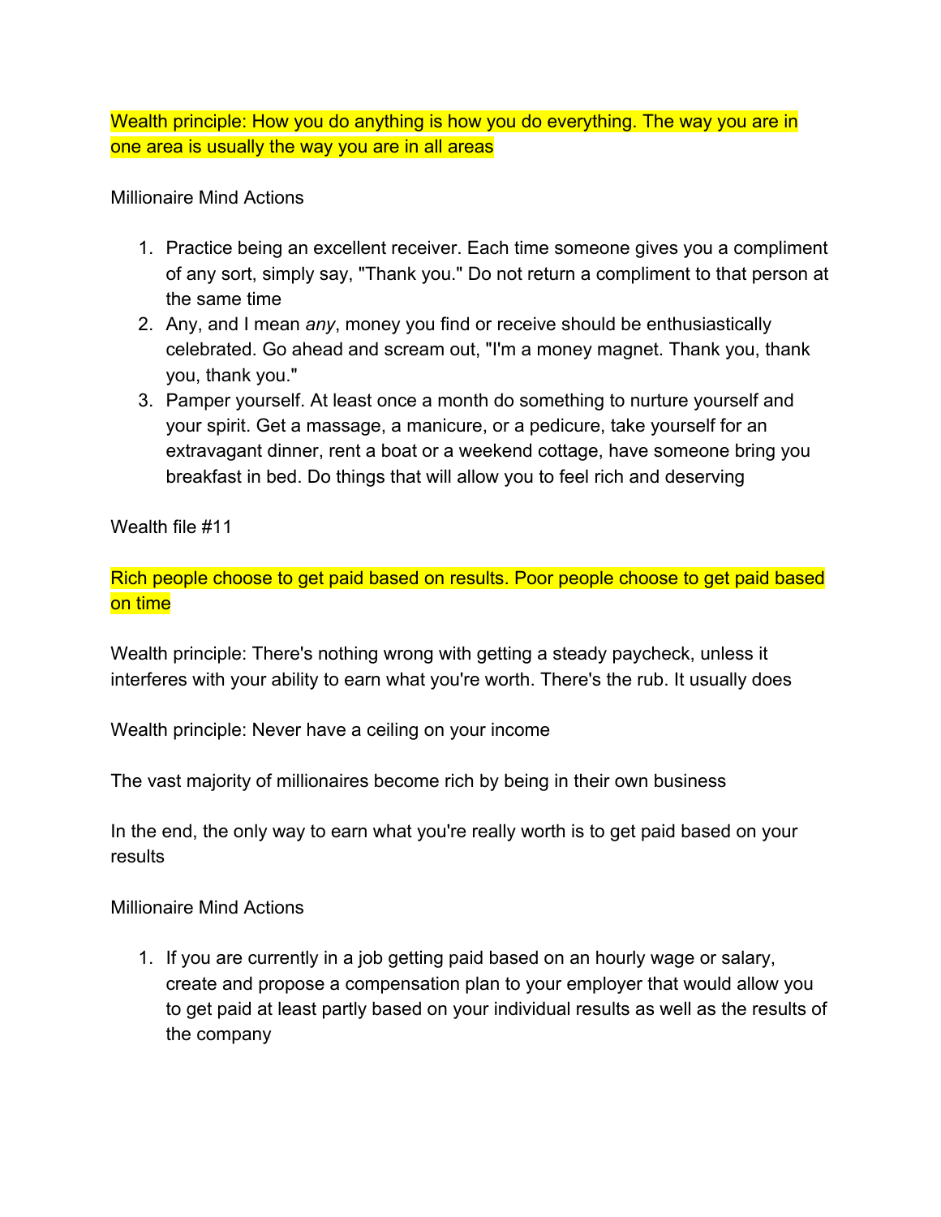Wealth principle: How you do anything is how you do everything. The way you are in one area is usually the way you are in all areas

Millionaire Mind Actions

1. Practice being an excellent receiver. Each time someone gives you a compliment of any sort, simply say, "Thank you." Do not return a compliment to that person at the same time
2. Any, and I mean *any*, money you find or receive should be enthusiastically celebrated. Go ahead and scream out, "I'm a money magnet. Thank you, thank you, thank you."
3. Pamper yourself. At least once a month do something to nurture yourself and your spirit. Get a massage, a manicure, or a pedicure, take yourself for an extravagant dinner, rent a boat or a weekend cottage, have someone bring you breakfast in bed. Do things that will allow you to feel rich and deserving

Wealth file #11

Rich people choose to get paid based on results. Poor people choose to get paid based on time

Wealth principle: There's nothing wrong with getting a steady paycheck, unless it interferes with your ability to earn what you're worth. There's the rub. It usually does

Wealth principle: Never have a ceiling on your income

The vast majority of millionaires become rich by being in their own business

In the end, the only way to earn what you're really worth is to get paid based on your results

Millionaire Mind Actions

1. If you are currently in a job getting paid based on an hourly wage or salary, create and propose a compensation plan to your employer that would allow you to get paid at least partly based on your individual results as well as the results of the company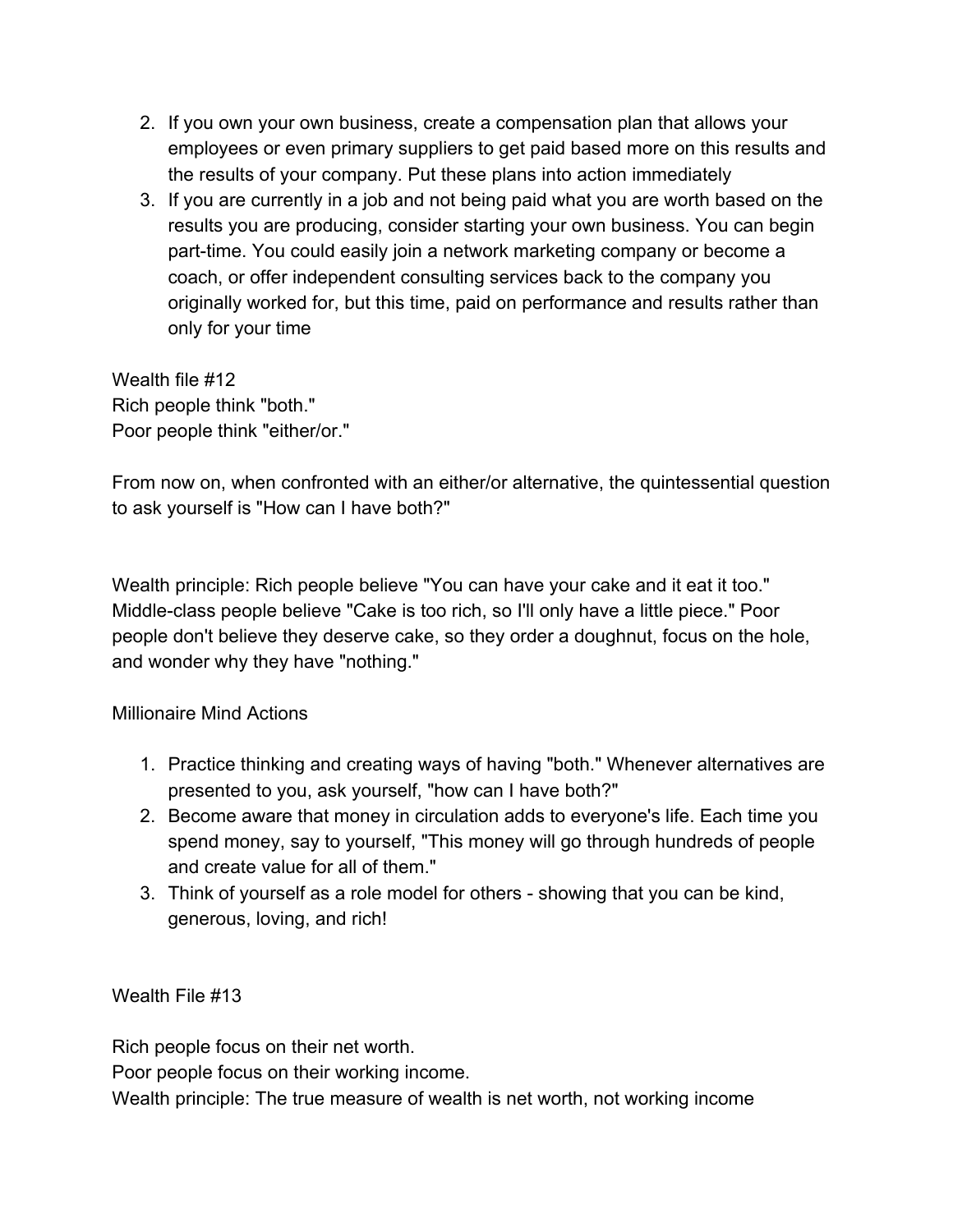2. If you own your own business, create a compensation plan that allows your employees or even primary suppliers to get paid based more on this results and the results of your company. Put these plans into action immediately
3. If you are currently in a job and not being paid what you are worth based on the results you are producing, consider starting your own business. You can begin part-time. You could easily join a network marketing company or become a coach, or offer independent consulting services back to the company you originally worked for, but this time, paid on performance and results rather than only for your time

Wealth file #12
Rich people think "both."
Poor people think "either/or."

From now on, when confronted with an either/or alternative, the quintessential question to ask yourself is "How can I have both?"

Wealth principle: Rich people believe "You can have your cake and it eat it too." Middle-class people believe "Cake is too rich, so I'll only have a little piece." Poor people don't believe they deserve cake, so they order a doughnut, focus on the hole, and wonder why they have "nothing."

Millionaire Mind Actions

1. Practice thinking and creating ways of having "both." Whenever alternatives are presented to you, ask yourself, "how can I have both?"
2. Become aware that money in circulation adds to everyone's life. Each time you spend money, say to yourself, "This money will go through hundreds of people and create value for all of them."
3. Think of yourself as a role model for others - showing that you can be kind, generous, loving, and rich!

Wealth File #13

Rich people focus on their net worth.
Poor people focus on their working income.
Wealth principle: The true measure of wealth is net worth, not working income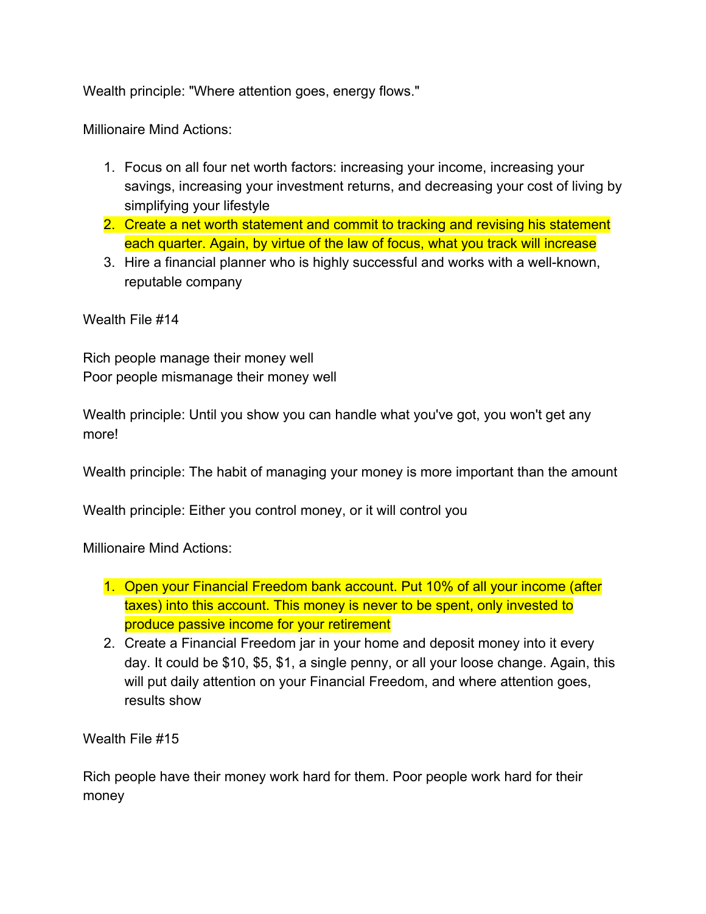Wealth principle: "Where attention goes, energy flows."

Millionaire Mind Actions:

1. Focus on all four net worth factors: increasing your income, increasing your savings, increasing your investment returns, and decreasing your cost of living by simplifying your lifestyle
2. Create a net worth statement and commit to tracking and revising his statement each quarter. Again, by virtue of the law of focus, what you track will increase
3. Hire a financial planner who is highly successful and works with a well-known, reputable company

Wealth File #14

Rich people manage their money well
Poor people mismanage their money well

Wealth principle: Until you show you can handle what you've got, you won't get any more!

Wealth principle: The habit of managing your money is more important than the amount

Wealth principle: Either you control money, or it will control you

Millionaire Mind Actions:

1. Open your Financial Freedom bank account. Put 10% of all your income (after taxes) into this account. This money is never to be spent, only invested to produce passive income for your retirement
2. Create a Financial Freedom jar in your home and deposit money into it every day. It could be $10, $5, $1, a single penny, or all your loose change. Again, this will put daily attention on your Financial Freedom, and where attention goes, results show

Wealth File #15

Rich people have their money work hard for them. Poor people work hard for their money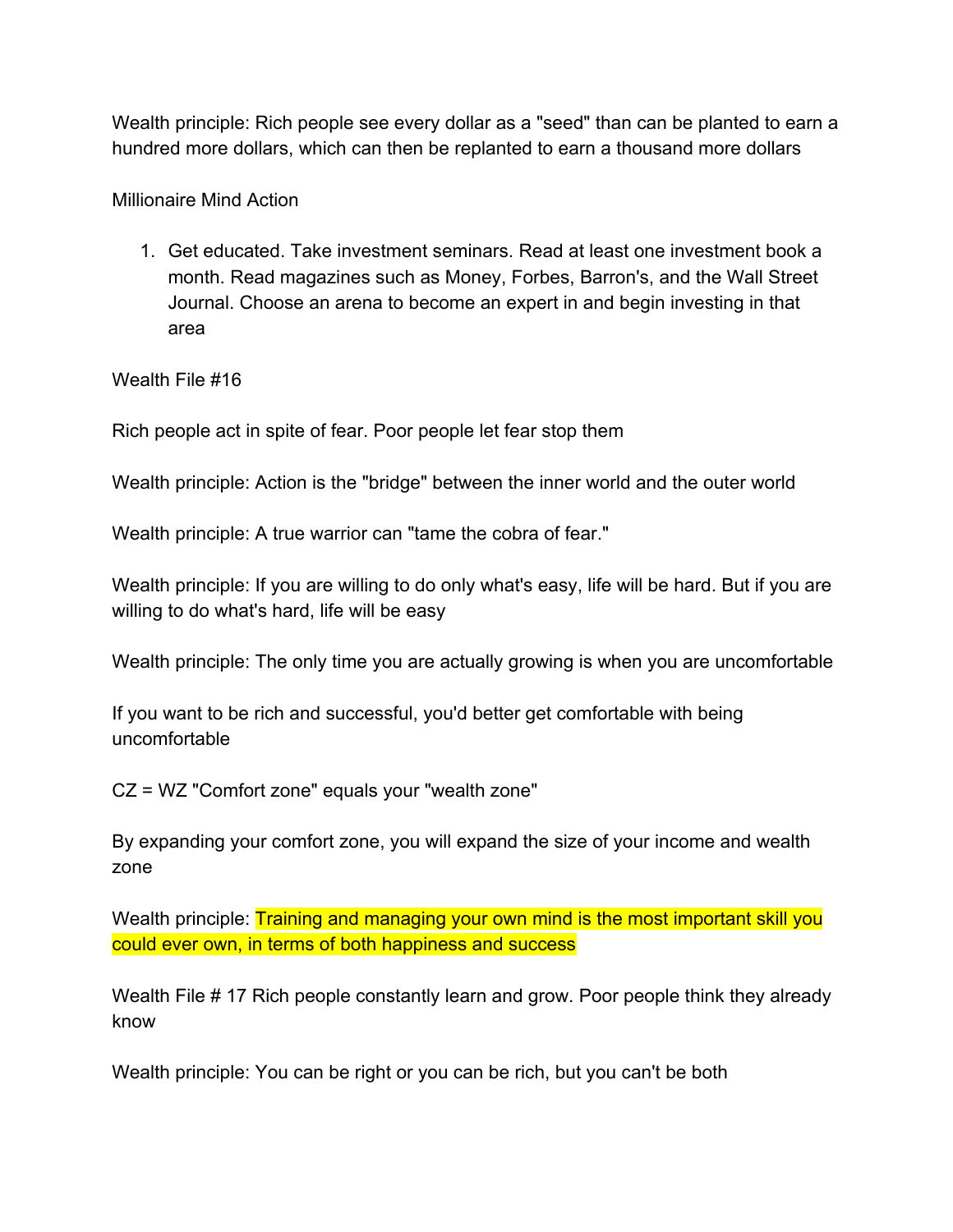Wealth principle: Rich people see every dollar as a "seed" than can be planted to earn a hundred more dollars, which can then be replanted to earn a thousand more dollars

Millionaire Mind Action

1. Get educated. Take investment seminars. Read at least one investment book a month. Read magazines such as Money, Forbes, Barron's, and the Wall Street Journal. Choose an arena to become an expert in and begin investing in that area

Wealth File #16

Rich people act in spite of fear. Poor people let fear stop them

Wealth principle: Action is the "bridge" between the inner world and the outer world

Wealth principle: A true warrior can "tame the cobra of fear."

Wealth principle: If you are willing to do only what's easy, life will be hard. But if you are willing to do what's hard, life will be easy

Wealth principle: The only time you are actually growing is when you are uncomfortable

If you want to be rich and successful, you'd better get comfortable with being uncomfortable

CZ = WZ "Comfort zone" equals your "wealth zone"

By expanding your comfort zone, you will expand the size of your income and wealth zone

Wealth principle: Training and managing your own mind is the most important skill you could ever own, in terms of both happiness and success

Wealth File # 17 Rich people constantly learn and grow. Poor people think they already know

Wealth principle: You can be right or you can be rich, but you can't be both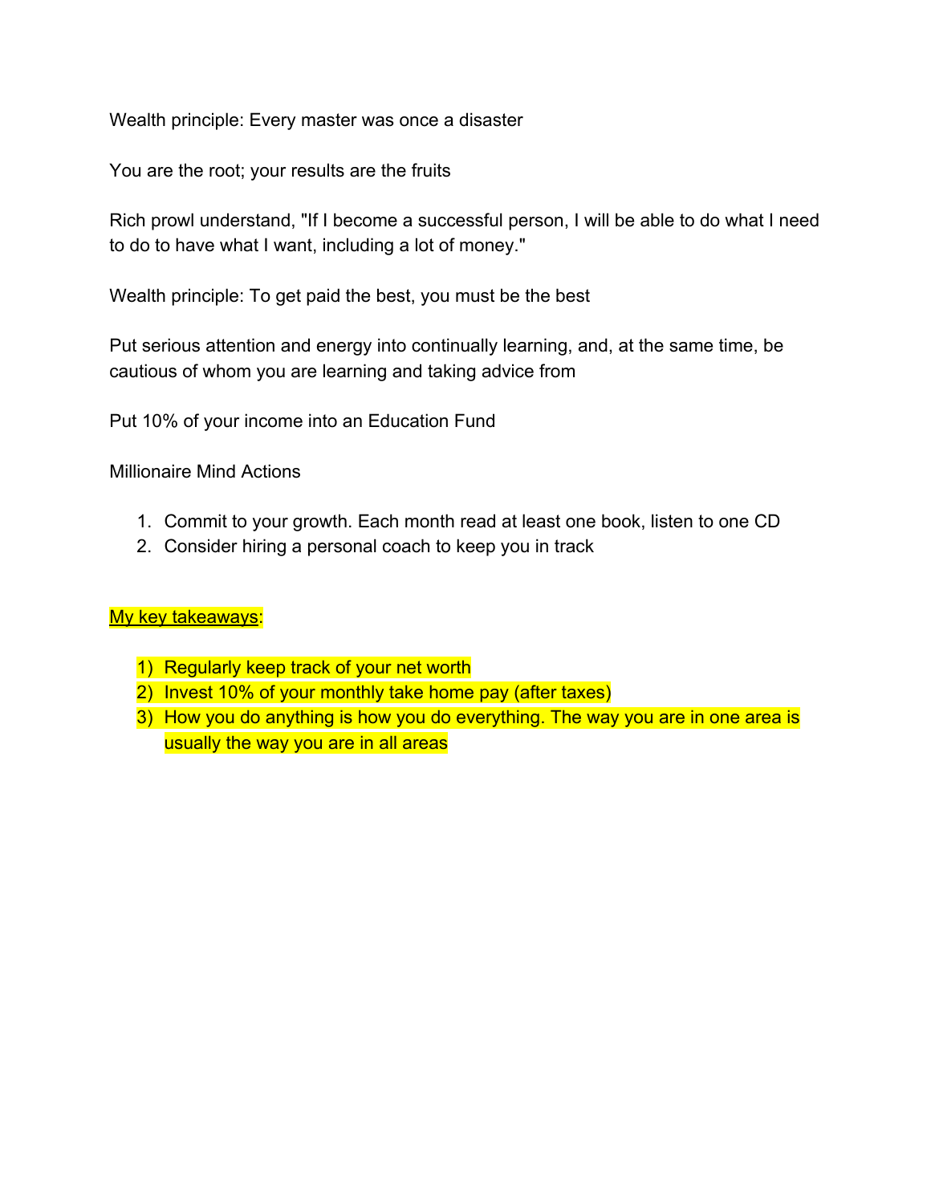Wealth principle: Every master was once a disaster

You are the root; your results are the fruits

Rich prowl understand, "If I become a successful person, I will be able to do what I need to do to have what I want, including a lot of money."

Wealth principle: To get paid the best, you must be the best

Put serious attention and energy into continually learning, and, at the same time, be cautious of whom you are learning and taking advice from

Put 10% of your income into an Education Fund

Millionaire Mind Actions

1. Commit to your growth. Each month read at least one book, listen to one CD
2. Consider hiring a personal coach to keep you in track

My key takeaways:

1) Regularly keep track of your net worth
2) Invest 10% of your monthly take home pay (after taxes)
3) How you do anything is how you do everything. The way you are in one area is usually the way you are in all areas